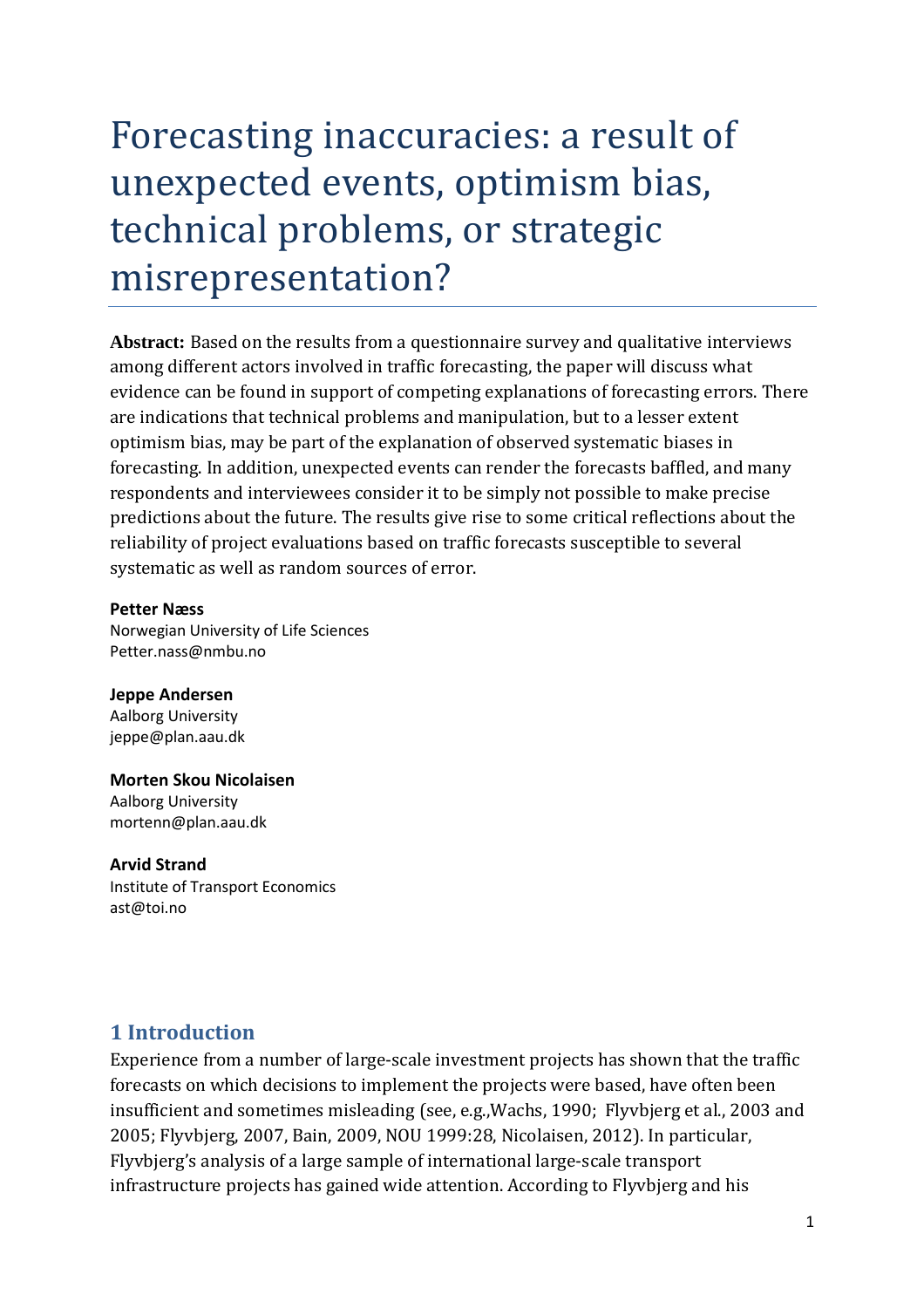# Forecasting inaccuracies: a result of unexpected events, optimism bias, technical problems, or strategic misrepresentation?

**Abstract:** Based on the results from a questionnaire survey and qualitative interviews among different actors involved in traffic forecasting, the paper will discuss what evidence can be found in support of competing explanations of forecasting errors. There are indications that technical problems and manipulation, but to a lesser extent optimism bias, may be part of the explanation of observed systematic biases in forecasting. In addition, unexpected events can render the forecasts baffled, and many respondents and interviewees consider it to be simply not possible to make precise predictions about the future. The results give rise to some critical reflections about the reliability of project evaluations based on traffic forecasts susceptible to several systematic as well as random sources of error.

**Petter Næss**
Norwegian University of Life Sciences
Petter.nass@nmbu.no

**Jeppe Andersen**
Aalborg University
jeppe@plan.aau.dk

**Morten Skou Nicolaisen**
Aalborg University
mortenn@plan.aau.dk

**Arvid Strand**
Institute of Transport Economics
ast@toi.no

## 1 Introduction

Experience from a number of large-scale investment projects has shown that the traffic forecasts on which decisions to implement the projects were based, have often been insufficient and sometimes misleading (see, e.g.,Wachs, 1990; Flyvbjerg et al., 2003 and 2005; Flyvbjerg, 2007, Bain, 2009, NOU 1999:28, Nicolaisen, 2012). In particular, Flyvbjerg's analysis of a large sample of international large-scale transport infrastructure projects has gained wide attention. According to Flyvbjerg and his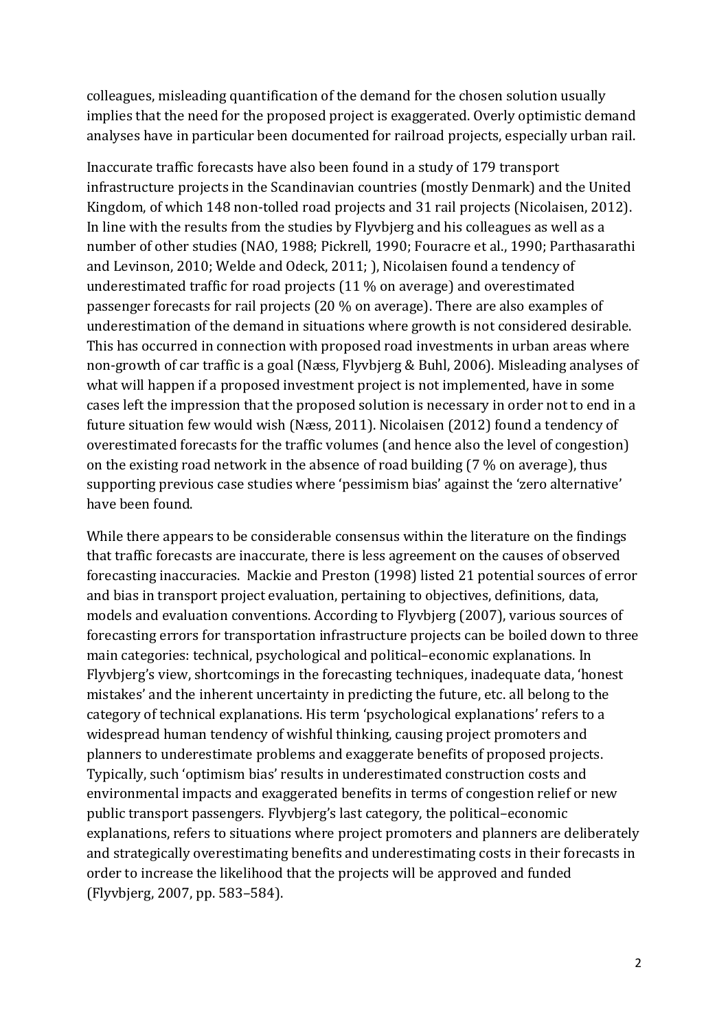colleagues, misleading quantification of the demand for the chosen solution usually implies that the need for the proposed project is exaggerated. Overly optimistic demand analyses have in particular been documented for railroad projects, especially urban rail.

Inaccurate traffic forecasts have also been found in a study of 179 transport infrastructure projects in the Scandinavian countries (mostly Denmark) and the United Kingdom, of which 148 non-tolled road projects and 31 rail projects (Nicolaisen, 2012). In line with the results from the studies by Flyvbjerg and his colleagues as well as a number of other studies (NAO, 1988; Pickrell, 1990; Fouracre et al., 1990; Parthasarathi and Levinson, 2010; Welde and Odeck, 2011; ), Nicolaisen found a tendency of underestimated traffic for road projects (11 % on average) and overestimated passenger forecasts for rail projects (20 % on average). There are also examples of underestimation of the demand in situations where growth is not considered desirable. This has occurred in connection with proposed road investments in urban areas where non-growth of car traffic is a goal (Næss, Flyvbjerg & Buhl, 2006). Misleading analyses of what will happen if a proposed investment project is not implemented, have in some cases left the impression that the proposed solution is necessary in order not to end in a future situation few would wish (Næss, 2011). Nicolaisen (2012) found a tendency of overestimated forecasts for the traffic volumes (and hence also the level of congestion) on the existing road network in the absence of road building (7 % on average), thus supporting previous case studies where 'pessimism bias' against the 'zero alternative' have been found.

While there appears to be considerable consensus within the literature on the findings that traffic forecasts are inaccurate, there is less agreement on the causes of observed forecasting inaccuracies. Mackie and Preston (1998) listed 21 potential sources of error and bias in transport project evaluation, pertaining to objectives, definitions, data, models and evaluation conventions. According to Flyvbjerg (2007), various sources of forecasting errors for transportation infrastructure projects can be boiled down to three main categories: technical, psychological and political–economic explanations. In Flyvbjerg's view, shortcomings in the forecasting techniques, inadequate data, 'honest mistakes' and the inherent uncertainty in predicting the future, etc. all belong to the category of technical explanations. His term 'psychological explanations' refers to a widespread human tendency of wishful thinking, causing project promoters and planners to underestimate problems and exaggerate benefits of proposed projects. Typically, such 'optimism bias' results in underestimated construction costs and environmental impacts and exaggerated benefits in terms of congestion relief or new public transport passengers. Flyvbjerg's last category, the political–economic explanations, refers to situations where project promoters and planners are deliberately and strategically overestimating benefits and underestimating costs in their forecasts in order to increase the likelihood that the projects will be approved and funded (Flyvbjerg, 2007, pp. 583–584).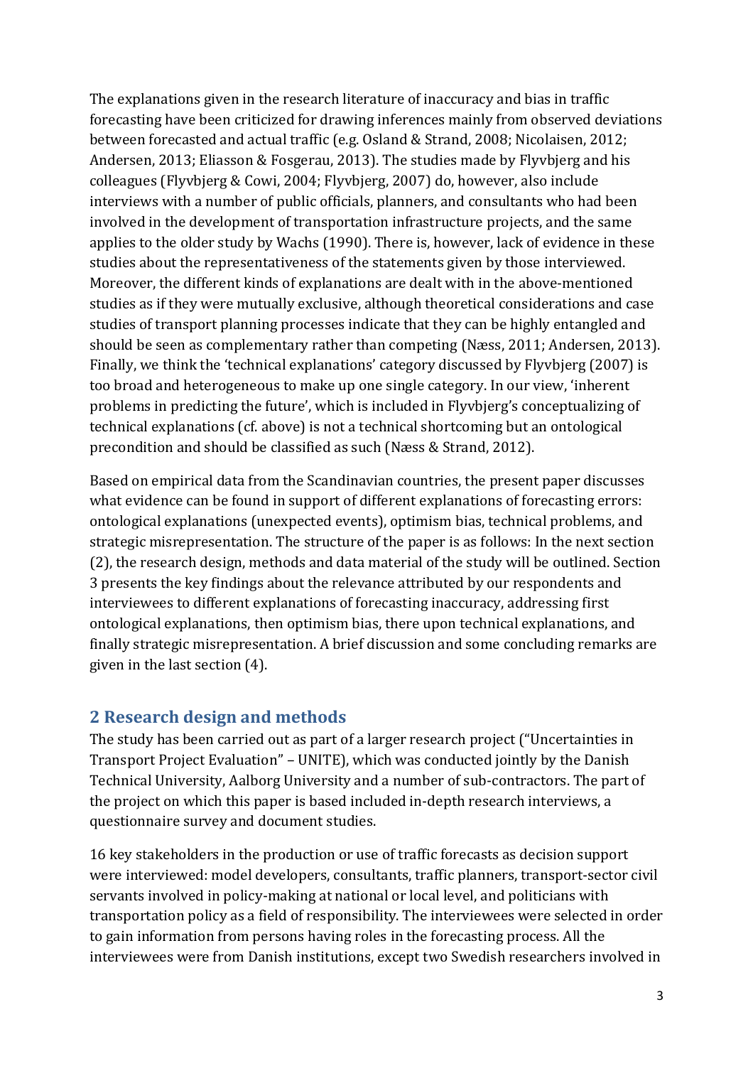The explanations given in the research literature of inaccuracy and bias in traffic forecasting have been criticized for drawing inferences mainly from observed deviations between forecasted and actual traffic (e.g. Osland & Strand, 2008; Nicolaisen, 2012; Andersen, 2013; Eliasson & Fosgerau, 2013). The studies made by Flyvbjerg and his colleagues (Flyvbjerg & Cowi, 2004; Flyvbjerg, 2007) do, however, also include interviews with a number of public officials, planners, and consultants who had been involved in the development of transportation infrastructure projects, and the same applies to the older study by Wachs (1990). There is, however, lack of evidence in these studies about the representativeness of the statements given by those interviewed. Moreover, the different kinds of explanations are dealt with in the above-mentioned studies as if they were mutually exclusive, although theoretical considerations and case studies of transport planning processes indicate that they can be highly entangled and should be seen as complementary rather than competing (Næss, 2011; Andersen, 2013). Finally, we think the 'technical explanations' category discussed by Flyvbjerg (2007) is too broad and heterogeneous to make up one single category. In our view, 'inherent problems in predicting the future', which is included in Flyvbjerg's conceptualizing of technical explanations (cf. above) is not a technical shortcoming but an ontological precondition and should be classified as such (Næss & Strand, 2012).

Based on empirical data from the Scandinavian countries, the present paper discusses what evidence can be found in support of different explanations of forecasting errors: ontological explanations (unexpected events), optimism bias, technical problems, and strategic misrepresentation. The structure of the paper is as follows: In the next section (2), the research design, methods and data material of the study will be outlined. Section 3 presents the key findings about the relevance attributed by our respondents and interviewees to different explanations of forecasting inaccuracy, addressing first ontological explanations, then optimism bias, there upon technical explanations, and finally strategic misrepresentation. A brief discussion and some concluding remarks are given in the last section (4).

## 2 Research design and methods

The study has been carried out as part of a larger research project ("Uncertainties in Transport Project Evaluation" – UNITE), which was conducted jointly by the Danish Technical University, Aalborg University and a number of sub-contractors. The part of the project on which this paper is based included in-depth research interviews, a questionnaire survey and document studies.

16 key stakeholders in the production or use of traffic forecasts as decision support were interviewed: model developers, consultants, traffic planners, transport-sector civil servants involved in policy-making at national or local level, and politicians with transportation policy as a field of responsibility. The interviewees were selected in order to gain information from persons having roles in the forecasting process. All the interviewees were from Danish institutions, except two Swedish researchers involved in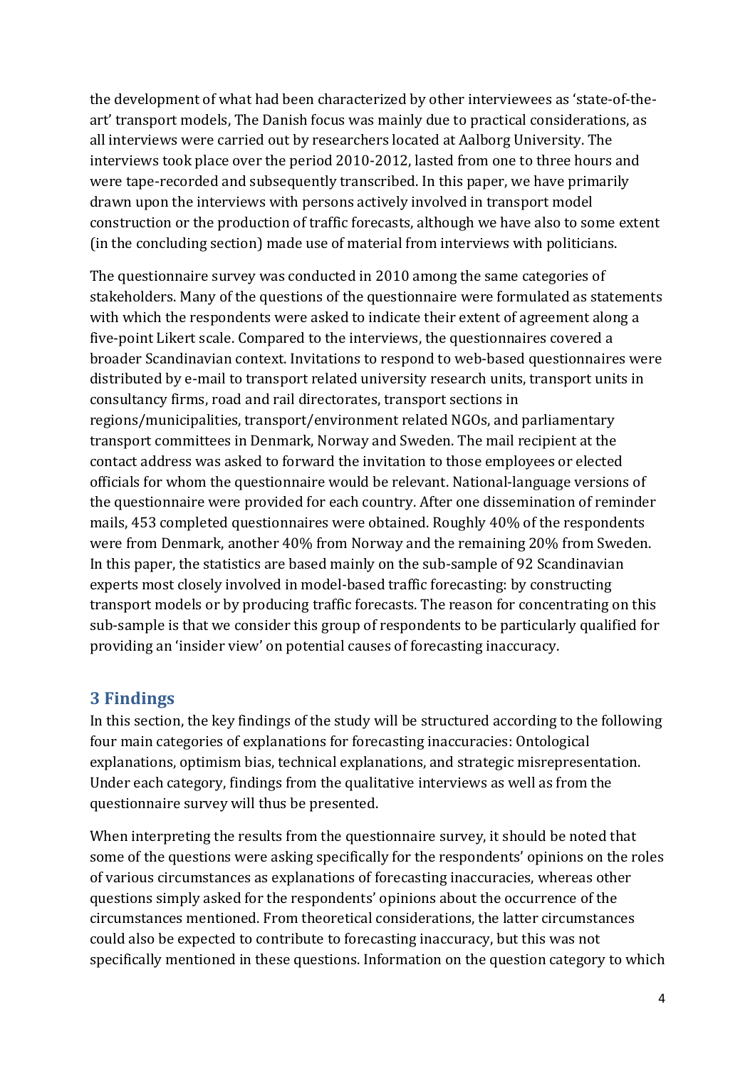the development of what had been characterized by other interviewees as 'state-of-the-art' transport models, The Danish focus was mainly due to practical considerations, as all interviews were carried out by researchers located at Aalborg University. The interviews took place over the period 2010-2012, lasted from one to three hours and were tape-recorded and subsequently transcribed. In this paper, we have primarily drawn upon the interviews with persons actively involved in transport model construction or the production of traffic forecasts, although we have also to some extent (in the concluding section) made use of material from interviews with politicians.

The questionnaire survey was conducted in 2010 among the same categories of stakeholders. Many of the questions of the questionnaire were formulated as statements with which the respondents were asked to indicate their extent of agreement along a five-point Likert scale. Compared to the interviews, the questionnaires covered a broader Scandinavian context. Invitations to respond to web-based questionnaires were distributed by e-mail to transport related university research units, transport units in consultancy firms, road and rail directorates, transport sections in regions/municipalities, transport/environment related NGOs, and parliamentary transport committees in Denmark, Norway and Sweden. The mail recipient at the contact address was asked to forward the invitation to those employees or elected officials for whom the questionnaire would be relevant. National-language versions of the questionnaire were provided for each country. After one dissemination of reminder mails, 453 completed questionnaires were obtained. Roughly 40% of the respondents were from Denmark, another 40% from Norway and the remaining 20% from Sweden. In this paper, the statistics are based mainly on the sub-sample of 92 Scandinavian experts most closely involved in model-based traffic forecasting: by constructing transport models or by producing traffic forecasts. The reason for concentrating on this sub-sample is that we consider this group of respondents to be particularly qualified for providing an 'insider view' on potential causes of forecasting inaccuracy.

## 3 Findings

In this section, the key findings of the study will be structured according to the following four main categories of explanations for forecasting inaccuracies: Ontological explanations, optimism bias, technical explanations, and strategic misrepresentation. Under each category, findings from the qualitative interviews as well as from the questionnaire survey will thus be presented.

When interpreting the results from the questionnaire survey, it should be noted that some of the questions were asking specifically for the respondents' opinions on the roles of various circumstances as explanations of forecasting inaccuracies, whereas other questions simply asked for the respondents' opinions about the occurrence of the circumstances mentioned. From theoretical considerations, the latter circumstances could also be expected to contribute to forecasting inaccuracy, but this was not specifically mentioned in these questions. Information on the question category to which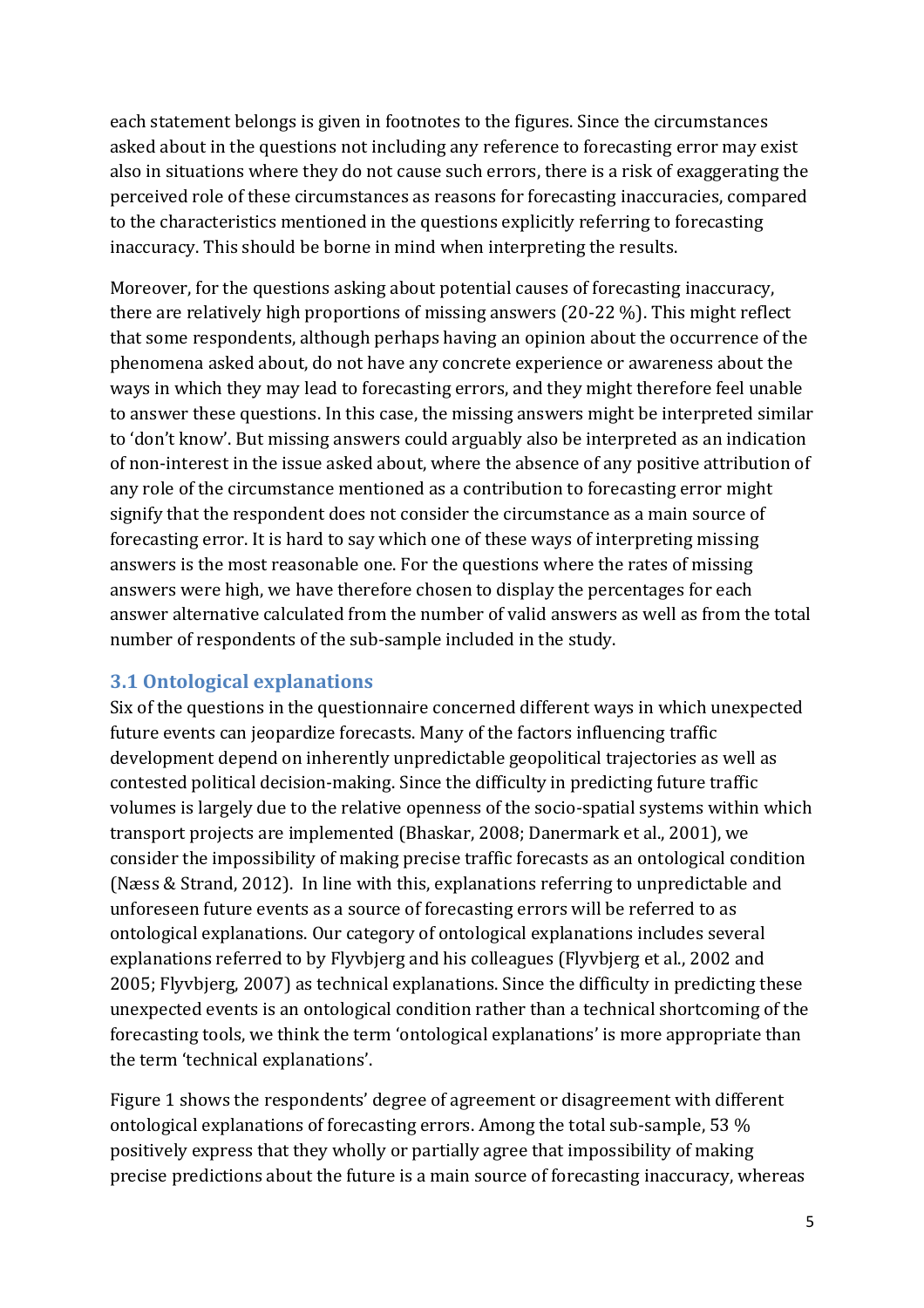each statement belongs is given in footnotes to the figures. Since the circumstances asked about in the questions not including any reference to forecasting error may exist also in situations where they do not cause such errors, there is a risk of exaggerating the perceived role of these circumstances as reasons for forecasting inaccuracies, compared to the characteristics mentioned in the questions explicitly referring to forecasting inaccuracy. This should be borne in mind when interpreting the results.

Moreover, for the questions asking about potential causes of forecasting inaccuracy, there are relatively high proportions of missing answers (20-22 %). This might reflect that some respondents, although perhaps having an opinion about the occurrence of the phenomena asked about, do not have any concrete experience or awareness about the ways in which they may lead to forecasting errors, and they might therefore feel unable to answer these questions. In this case, the missing answers might be interpreted similar to 'don't know'. But missing answers could arguably also be interpreted as an indication of non-interest in the issue asked about, where the absence of any positive attribution of any role of the circumstance mentioned as a contribution to forecasting error might signify that the respondent does not consider the circumstance as a main source of forecasting error. It is hard to say which one of these ways of interpreting missing answers is the most reasonable one. For the questions where the rates of missing answers were high, we have therefore chosen to display the percentages for each answer alternative calculated from the number of valid answers as well as from the total number of respondents of the sub-sample included in the study.

## 3.1 Ontological explanations

Six of the questions in the questionnaire concerned different ways in which unexpected future events can jeopardize forecasts. Many of the factors influencing traffic development depend on inherently unpredictable geopolitical trajectories as well as contested political decision-making. Since the difficulty in predicting future traffic volumes is largely due to the relative openness of the socio-spatial systems within which transport projects are implemented (Bhaskar, 2008; Danermark et al., 2001), we consider the impossibility of making precise traffic forecasts as an ontological condition (Næss & Strand, 2012). In line with this, explanations referring to unpredictable and unforeseen future events as a source of forecasting errors will be referred to as ontological explanations. Our category of ontological explanations includes several explanations referred to by Flyvbjerg and his colleagues (Flyvbjerg et al., 2002 and 2005; Flyvbjerg, 2007) as technical explanations. Since the difficulty in predicting these unexpected events is an ontological condition rather than a technical shortcoming of the forecasting tools, we think the term 'ontological explanations' is more appropriate than the term 'technical explanations'.

Figure 1 shows the respondents' degree of agreement or disagreement with different ontological explanations of forecasting errors. Among the total sub-sample, 53 % positively express that they wholly or partially agree that impossibility of making precise predictions about the future is a main source of forecasting inaccuracy, whereas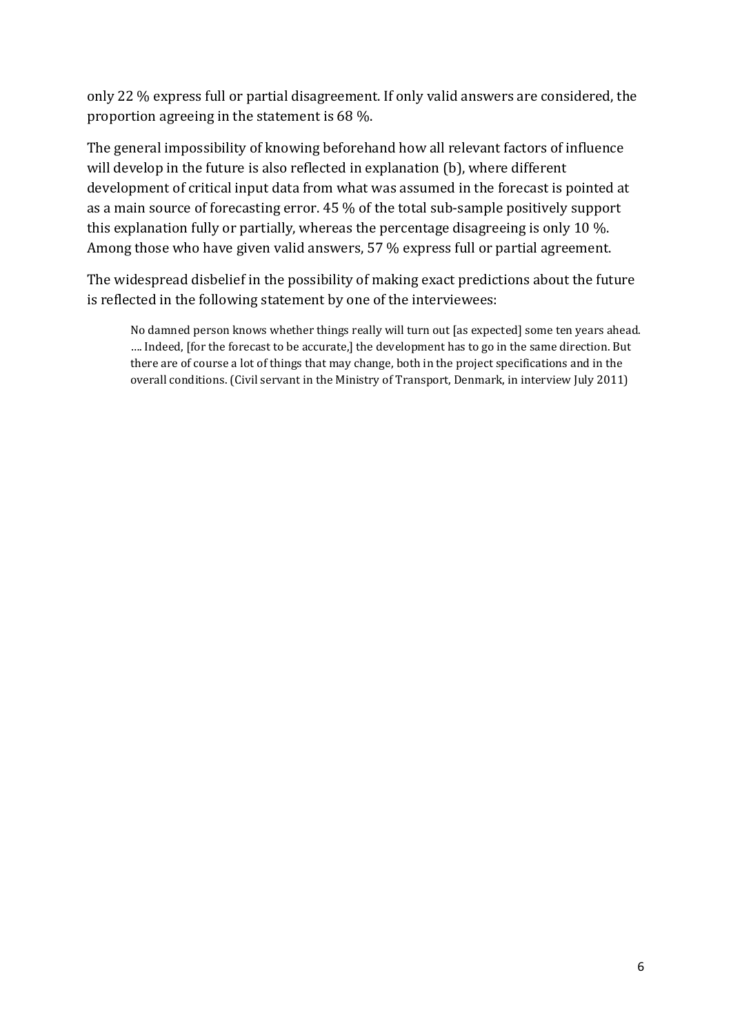only 22 % express full or partial disagreement. If only valid answers are considered, the proportion agreeing in the statement is 68 %.

The general impossibility of knowing beforehand how all relevant factors of influence will develop in the future is also reflected in explanation (b), where different development of critical input data from what was assumed in the forecast is pointed at as a main source of forecasting error. 45 % of the total sub-sample positively support this explanation fully or partially, whereas the percentage disagreeing is only 10 %. Among those who have given valid answers, 57 % express full or partial agreement.

The widespread disbelief in the possibility of making exact predictions about the future is reflected in the following statement by one of the interviewees:

> No damned person knows whether things really will turn out [as expected] some ten years ahead. …. Indeed, [for the forecast to be accurate,] the development has to go in the same direction. But there are of course a lot of things that may change, both in the project specifications and in the overall conditions. (Civil servant in the Ministry of Transport, Denmark, in interview July 2011)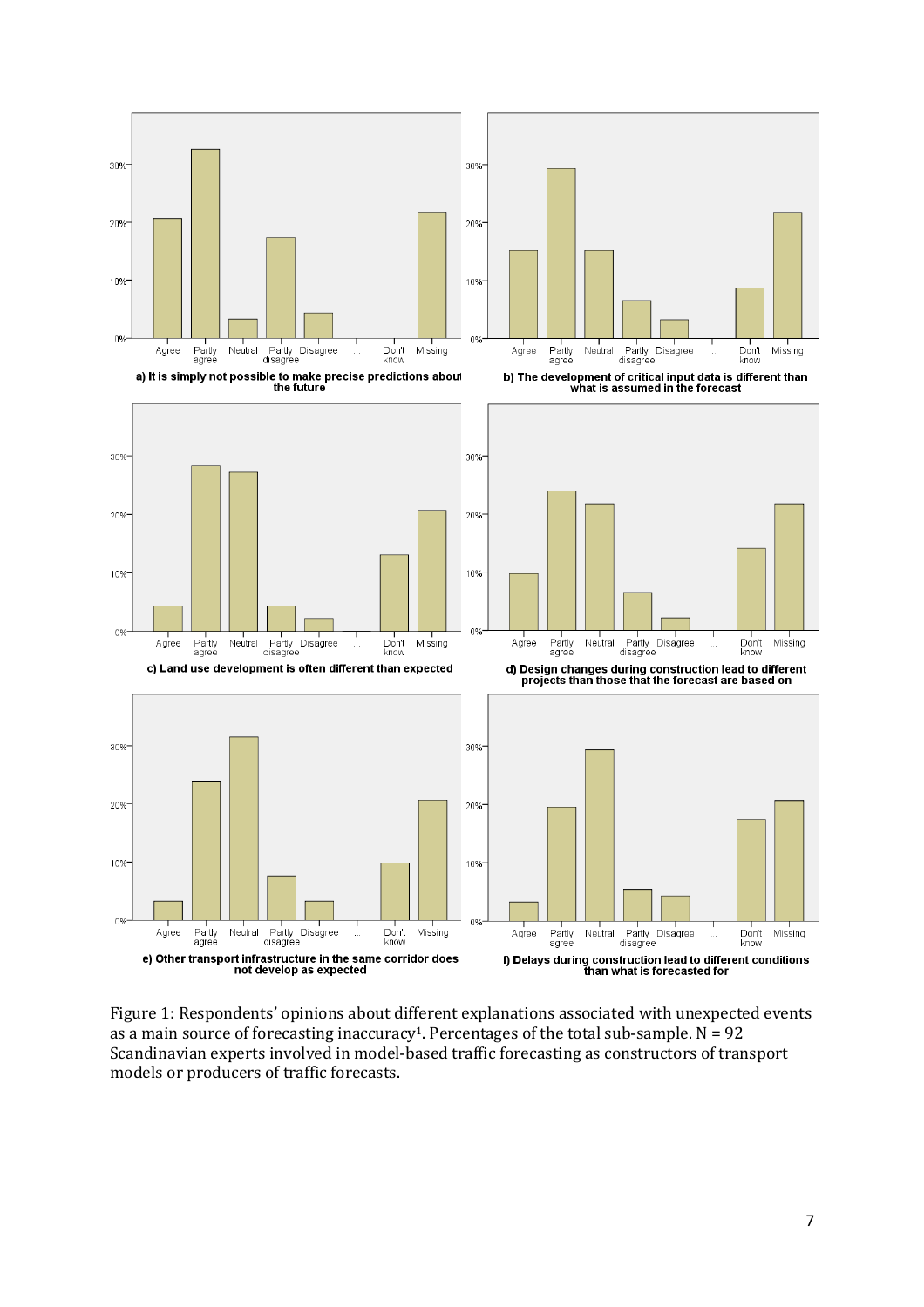30%
20%
10%
0%

Agree Partly agree Neutral Partly disagree Disagree ... Don't know Missing

a) It is simply not possible to make precise predictions about the future

30%
20%
10%
0%

Agree Partly agree Neutral Partly disagree Disagree ... Don't know Missing

b) The development of critical input data is different than what is assumed in the forecast

30%
20%
10%
0%

Agree Partly agree Neutral Partly disagree Disagree ... Don't know Missing

c) Land use development is often different than expected

30%
20%
10%
0%

Agree Partly agree Neutral Partly disagree Disagree ... Don't know Missing

d) Design changes during construction lead to different projects than those that the forecast are based on

30%
20%
10%
0%

Agree Partly agree Neutral Partly disagree Disagree ... Don't know Missing

e) Other transport infrastructure in the same corridor does not develop as expected

30%
20%
10%
0%

Agree Partly agree Neutral Partly disagree Disagree ... Don't know Missing

f) Delays during construction lead to different conditions than what is forecasted for

Figure 1: Respondents' opinions about different explanations associated with unexpected events as a main source of forecasting inaccuracy[1]. Percentages of the total sub-sample. N = 92 Scandinavian experts involved in model-based traffic forecasting as constructors of transport models or producers of traffic forecasts.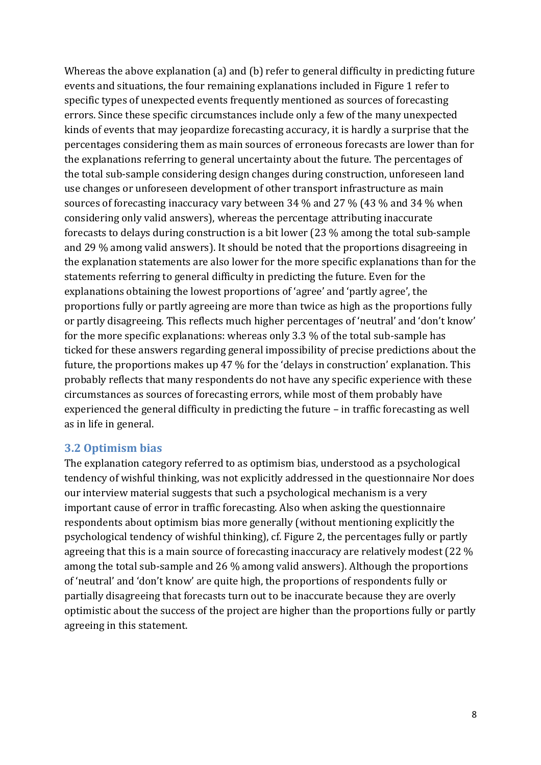Whereas the above explanation (a) and (b) refer to general difficulty in predicting future events and situations, the four remaining explanations included in Figure 1 refer to specific types of unexpected events frequently mentioned as sources of forecasting errors. Since these specific circumstances include only a few of the many unexpected kinds of events that may jeopardize forecasting accuracy, it is hardly a surprise that the percentages considering them as main sources of erroneous forecasts are lower than for the explanations referring to general uncertainty about the future. The percentages of the total sub-sample considering design changes during construction, unforeseen land use changes or unforeseen development of other transport infrastructure as main sources of forecasting inaccuracy vary between 34 % and 27 % (43 % and 34 % when considering only valid answers), whereas the percentage attributing inaccurate forecasts to delays during construction is a bit lower (23 % among the total sub-sample and 29 % among valid answers). It should be noted that the proportions disagreeing in the explanation statements are also lower for the more specific explanations than for the statements referring to general difficulty in predicting the future. Even for the explanations obtaining the lowest proportions of 'agree' and 'partly agree', the proportions fully or partly agreeing are more than twice as high as the proportions fully or partly disagreeing. This reflects much higher percentages of 'neutral' and 'don't know' for the more specific explanations: whereas only 3.3 % of the total sub-sample has ticked for these answers regarding general impossibility of precise predictions about the future, the proportions makes up 47 % for the 'delays in construction' explanation. This probably reflects that many respondents do not have any specific experience with these circumstances as sources of forecasting errors, while most of them probably have experienced the general difficulty in predicting the future – in traffic forecasting as well as in life in general.

### 3.2 Optimism bias

The explanation category referred to as optimism bias, understood as a psychological tendency of wishful thinking, was not explicitly addressed in the questionnaire Nor does our interview material suggests that such a psychological mechanism is a very important cause of error in traffic forecasting. Also when asking the questionnaire respondents about optimism bias more generally (without mentioning explicitly the psychological tendency of wishful thinking), cf. Figure 2, the percentages fully or partly agreeing that this is a main source of forecasting inaccuracy are relatively modest (22 % among the total sub-sample and 26 % among valid answers). Although the proportions of 'neutral' and 'don't know' are quite high, the proportions of respondents fully or partially disagreeing that forecasts turn out to be inaccurate because they are overly optimistic about the success of the project are higher than the proportions fully or partly agreeing in this statement.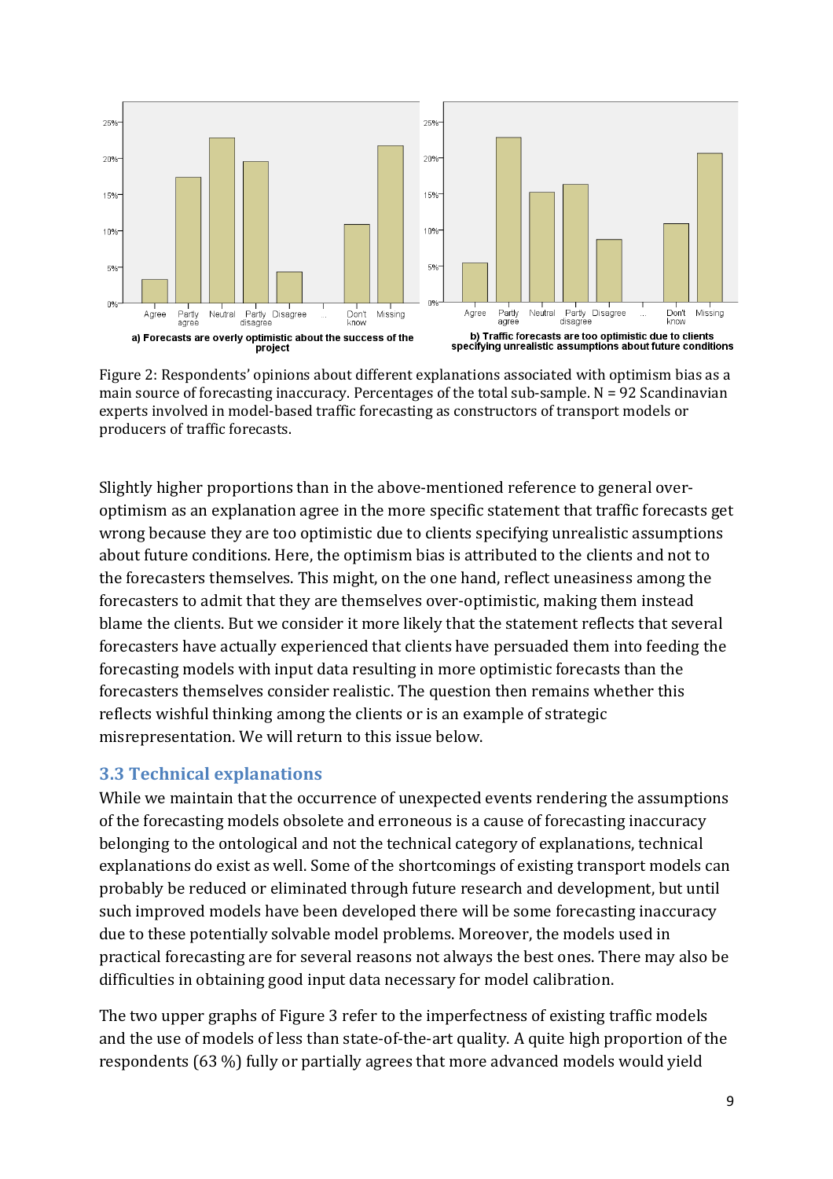25%
20%
15%
10%
5%
0%

Agree | Partly agree | Neutral | Partly disagree | Disagree | ... | Don't know | Missing

**a) Forecasts are overly optimistic about the success of the project**

25%
20%
15%
10%
5%
0%

Agree | Partly agree | Neutral | Partly disagree | Disagree | ... | Don't know | Missing

**b) Traffic forecasts are too optimistic due to clients specifying unrealistic assumptions about future conditions**

Figure 2: Respondents' opinions about different explanations associated with optimism bias as a main source of forecasting inaccuracy. Percentages of the total sub-sample. N = 92 Scandinavian experts involved in model-based traffic forecasting as constructors of transport models or producers of traffic forecasts.

Slightly higher proportions than in the above-mentioned reference to general over-optimism as an explanation agree in the more specific statement that traffic forecasts get wrong because they are too optimistic due to clients specifying unrealistic assumptions about future conditions. Here, the optimism bias is attributed to the clients and not to the forecasters themselves. This might, on the one hand, reflect uneasiness among the forecasters to admit that they are themselves over-optimistic, making them instead blame the clients. But we consider it more likely that the statement reflects that several forecasters have actually experienced that clients have persuaded them into feeding the forecasting models with input data resulting in more optimistic forecasts than the forecasters themselves consider realistic. The question then remains whether this reflects wishful thinking among the clients or is an example of strategic misrepresentation. We will return to this issue below.

### 3.3 Technical explanations

While we maintain that the occurrence of unexpected events rendering the assumptions of the forecasting models obsolete and erroneous is a cause of forecasting inaccuracy belonging to the ontological and not the technical category of explanations, technical explanations do exist as well. Some of the shortcomings of existing transport models can probably be reduced or eliminated through future research and development, but until such improved models have been developed there will be some forecasting inaccuracy due to these potentially solvable model problems. Moreover, the models used in practical forecasting are for several reasons not always the best ones. There may also be difficulties in obtaining good input data necessary for model calibration.

The two upper graphs of Figure 3 refer to the imperfectness of existing traffic models and the use of models of less than state-of-the-art quality. A quite high proportion of the respondents (63 %) fully or partially agrees that more advanced models would yield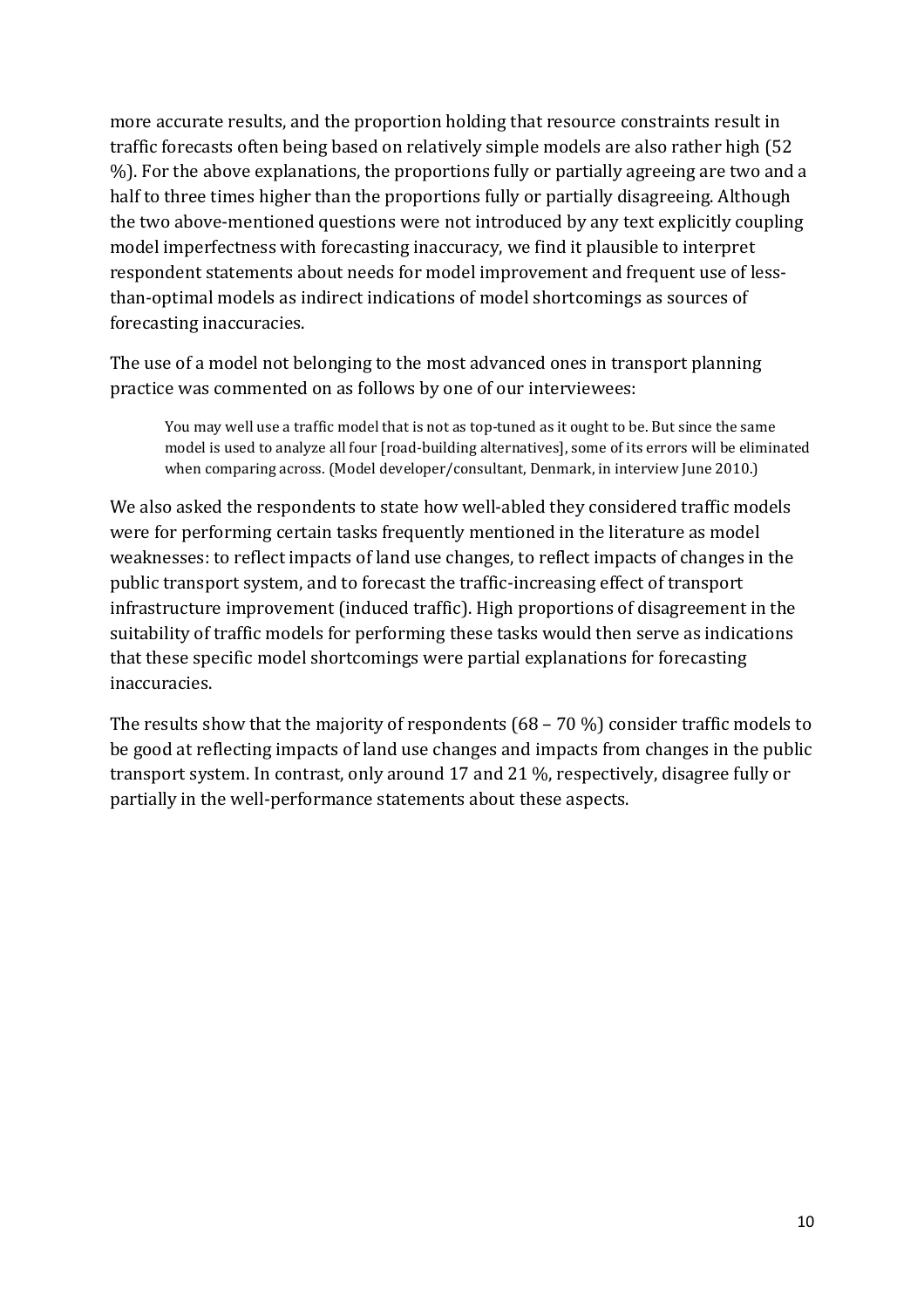more accurate results, and the proportion holding that resource constraints result in traffic forecasts often being based on relatively simple models are also rather high (52 %). For the above explanations, the proportions fully or partially agreeing are two and a half to three times higher than the proportions fully or partially disagreeing. Although the two above-mentioned questions were not introduced by any text explicitly coupling model imperfectness with forecasting inaccuracy, we find it plausible to interpret respondent statements about needs for model improvement and frequent use of less-than-optimal models as indirect indications of model shortcomings as sources of forecasting inaccuracies.

The use of a model not belonging to the most advanced ones in transport planning practice was commented on as follows by one of our interviewees:

> You may well use a traffic model that is not as top-tuned as it ought to be. But since the same model is used to analyze all four [road-building alternatives], some of its errors will be eliminated when comparing across. (Model developer/consultant, Denmark, in interview June 2010.)

We also asked the respondents to state how well-abled they considered traffic models were for performing certain tasks frequently mentioned in the literature as model weaknesses: to reflect impacts of land use changes, to reflect impacts of changes in the public transport system, and to forecast the traffic-increasing effect of transport infrastructure improvement (induced traffic). High proportions of disagreement in the suitability of traffic models for performing these tasks would then serve as indications that these specific model shortcomings were partial explanations for forecasting inaccuracies.

The results show that the majority of respondents (68 – 70 %) consider traffic models to be good at reflecting impacts of land use changes and impacts from changes in the public transport system. In contrast, only around 17 and 21 %, respectively, disagree fully or partially in the well-performance statements about these aspects.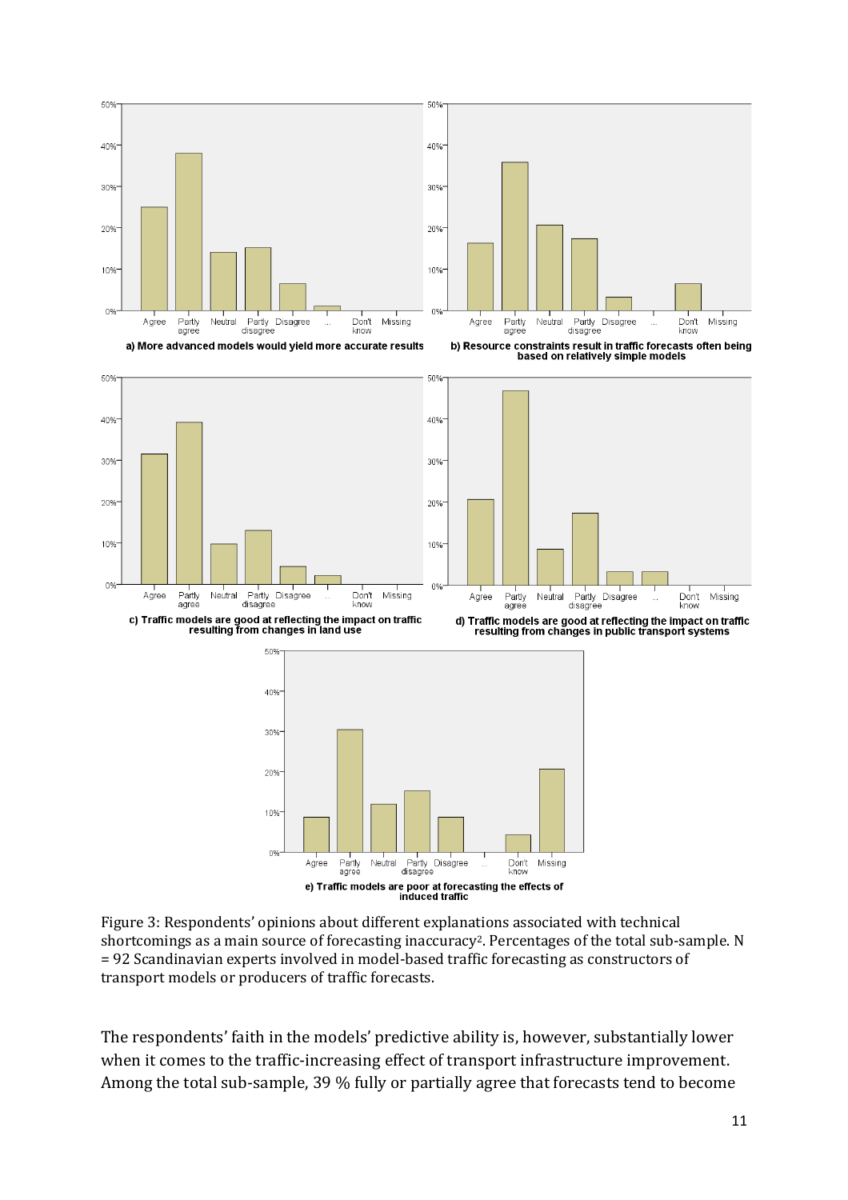50%
40%
30%
20%
10%
0%

Agree Partly agree Neutral Partly disagree Disagree ... Don't know Missing

a) More advanced models would yield more accurate results

50%
40%
30%
20%
10%
0%

Agree Partly agree Neutral Partly disagree Disagree ... Don't know Missing

b) Resource constraints result in traffic forecasts often being based on relatively simple models

50%
40%
30%
20%
10%
0%

Agree Partly agree Neutral Partly disagree Disagree ... Don't know Missing

c) Traffic models are good at reflecting the impact on traffic resulting from changes in land use

50%
40%
30%
20%
10%
0%

Agree Partly agree Neutral Partly disagree Disagree ... Don't know Missing

d) Traffic models are good at reflecting the impact on traffic resulting from changes in public transport systems

50%
40%
30%
20%
10%
0%

Agree Partly agree Neutral Partly disagree Disagree ... Don't know Missing

e) Traffic models are poor at forecasting the effects of induced traffic

Figure 3: Respondents' opinions about different explanations associated with technical shortcomings as a main source of forecasting inaccuracy[2]. Percentages of the total sub-sample. N = 92 Scandinavian experts involved in model-based traffic forecasting as constructors of transport models or producers of traffic forecasts.

The respondents' faith in the models' predictive ability is, however, substantially lower when it comes to the traffic-increasing effect of transport infrastructure improvement. Among the total sub-sample, 39 % fully or partially agree that forecasts tend to become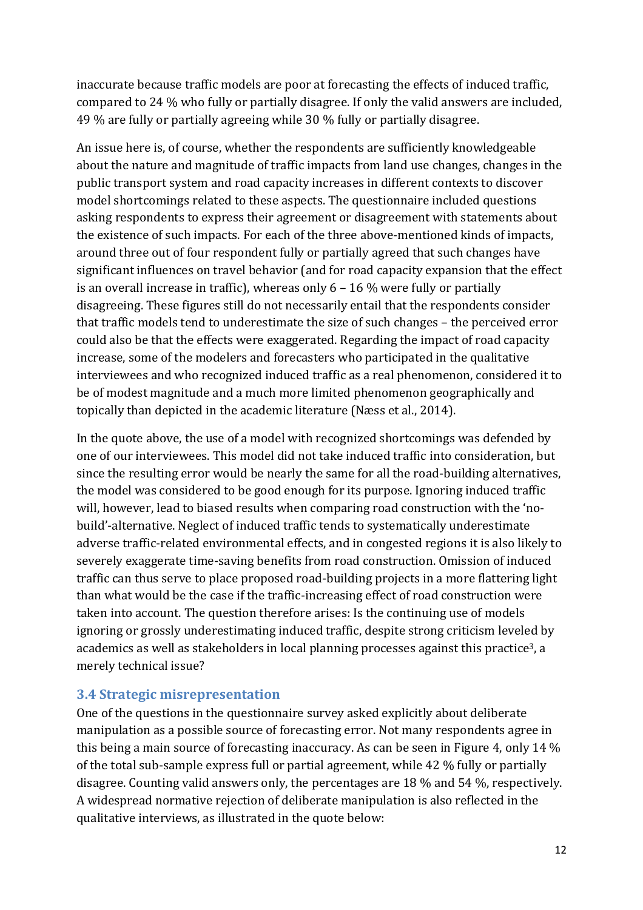inaccurate because traffic models are poor at forecasting the effects of induced traffic, compared to 24 % who fully or partially disagree. If only the valid answers are included, 49 % are fully or partially agreeing while 30 % fully or partially disagree.

An issue here is, of course, whether the respondents are sufficiently knowledgeable about the nature and magnitude of traffic impacts from land use changes, changes in the public transport system and road capacity increases in different contexts to discover model shortcomings related to these aspects. The questionnaire included questions asking respondents to express their agreement or disagreement with statements about the existence of such impacts. For each of the three above-mentioned kinds of impacts, around three out of four respondent fully or partially agreed that such changes have significant influences on travel behavior (and for road capacity expansion that the effect is an overall increase in traffic), whereas only 6 – 16 % were fully or partially disagreeing. These figures still do not necessarily entail that the respondents consider that traffic models tend to underestimate the size of such changes – the perceived error could also be that the effects were exaggerated. Regarding the impact of road capacity increase, some of the modelers and forecasters who participated in the qualitative interviewees and who recognized induced traffic as a real phenomenon, considered it to be of modest magnitude and a much more limited phenomenon geographically and topically than depicted in the academic literature (Næss et al., 2014).

In the quote above, the use of a model with recognized shortcomings was defended by one of our interviewees. This model did not take induced traffic into consideration, but since the resulting error would be nearly the same for all the road-building alternatives, the model was considered to be good enough for its purpose. Ignoring induced traffic will, however, lead to biased results when comparing road construction with the 'no-build'-alternative. Neglect of induced traffic tends to systematically underestimate adverse traffic-related environmental effects, and in congested regions it is also likely to severely exaggerate time-saving benefits from road construction. Omission of induced traffic can thus serve to place proposed road-building projects in a more flattering light than what would be the case if the traffic-increasing effect of road construction were taken into account. The question therefore arises: Is the continuing use of models ignoring or grossly underestimating induced traffic, despite strong criticism leveled by academics as well as stakeholders in local planning processes against this practice[3], a merely technical issue?

### 3.4 Strategic misrepresentation

One of the questions in the questionnaire survey asked explicitly about deliberate manipulation as a possible source of forecasting error. Not many respondents agree in this being a main source of forecasting inaccuracy. As can be seen in Figure 4, only 14 % of the total sub-sample express full or partial agreement, while 42 % fully or partially disagree. Counting valid answers only, the percentages are 18 % and 54 %, respectively. A widespread normative rejection of deliberate manipulation is also reflected in the qualitative interviews, as illustrated in the quote below: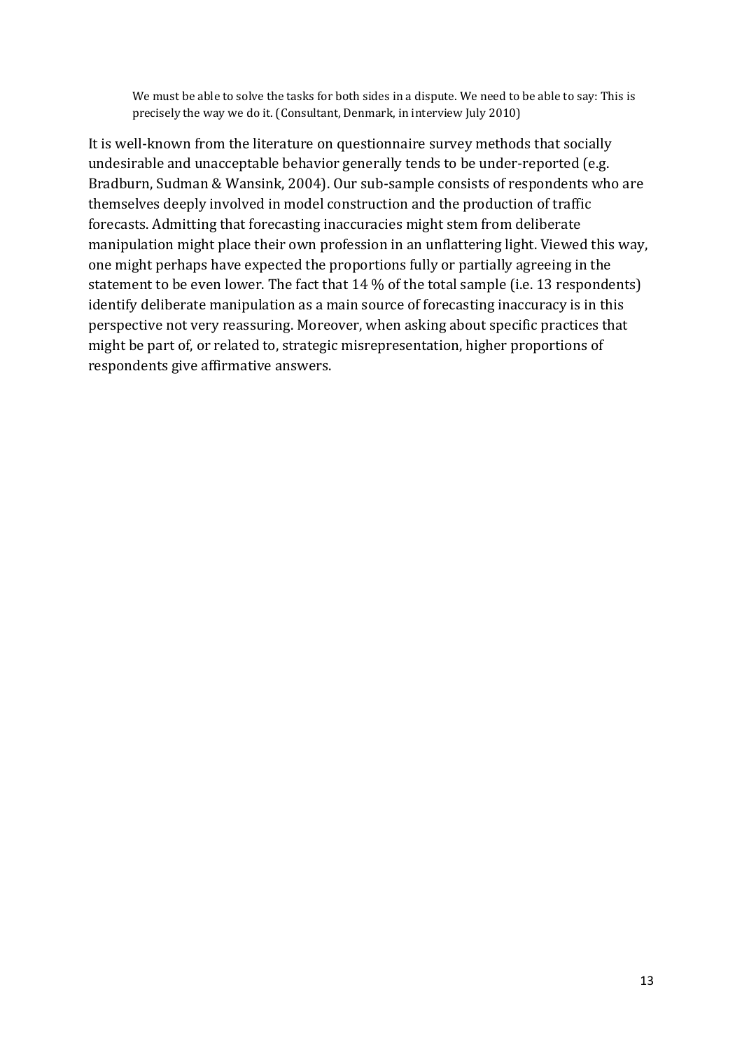> We must be able to solve the tasks for both sides in a dispute. We need to be able to say: This is precisely the way we do it. (Consultant, Denmark, in interview July 2010)

It is well-known from the literature on questionnaire survey methods that socially undesirable and unacceptable behavior generally tends to be under-reported (e.g. Bradburn, Sudman & Wansink, 2004). Our sub-sample consists of respondents who are themselves deeply involved in model construction and the production of traffic forecasts. Admitting that forecasting inaccuracies might stem from deliberate manipulation might place their own profession in an unflattering light. Viewed this way, one might perhaps have expected the proportions fully or partially agreeing in the statement to be even lower. The fact that 14 % of the total sample (i.e. 13 respondents) identify deliberate manipulation as a main source of forecasting inaccuracy is in this perspective not very reassuring. Moreover, when asking about specific practices that might be part of, or related to, strategic misrepresentation, higher proportions of respondents give affirmative answers.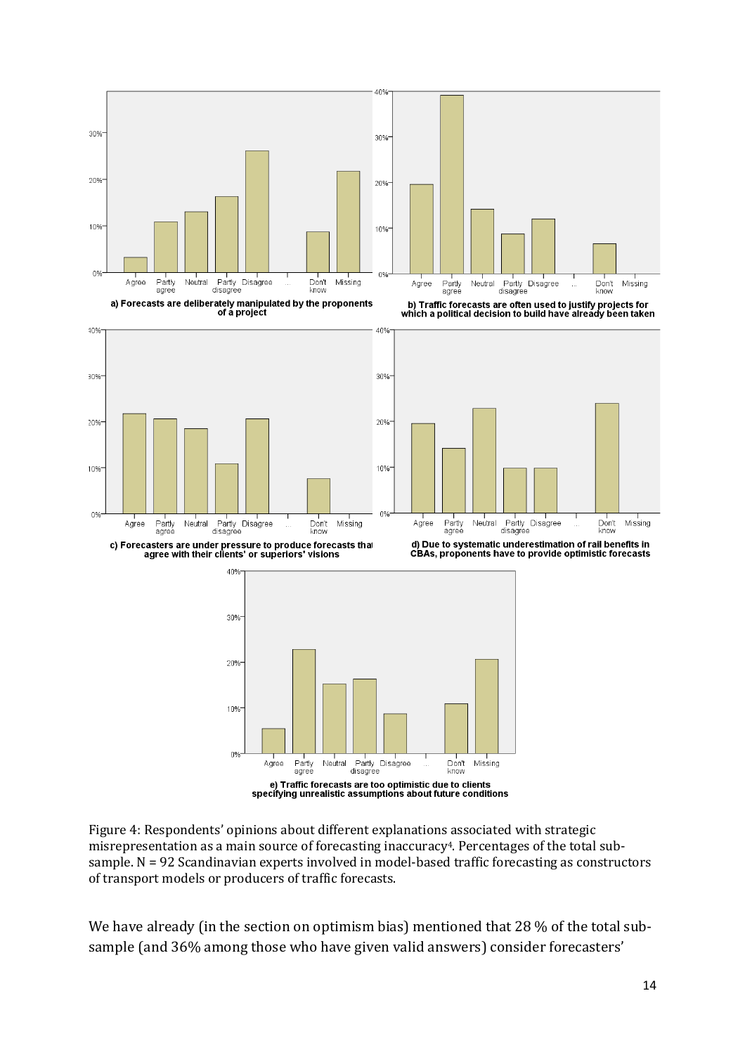30%

20%

10%

0%

Agree Partly agree Neutral Partly disagree Disagree ... Don't know Missing

a) Forecasts are deliberately manipulated by the proponents of a project

40%

30%

20%

10%

0%

Agree Partly agree Neutral Partly disagree Disagree ... Don't know Missing

b) Traffic forecasts are often used to justify projects for which a political decision to build have already been taken

40%

30%

20%

10%

0%

Agree Partly agree Neutral Partly disagree Disagree ... Don't know Missing

c) Forecasters are under pressure to produce forecasts that agree with their clients' or superiors' visions

40%

30%

20%

10%

0%

Agree Partly agree Neutral Partly disagree Disagree ... Don't know Missing

d) Due to systematic underestimation of rail benefits in CBAs, proponents have to provide optimistic forecasts

40%

30%

20%

10%

0%

Agree Partly agree Neutral Partly disagree Disagree ... Don't know Missing

e) Traffic forecasts are too optimistic due to clients specifying unrealistic assumptions about future conditions

Figure 4: Respondents' opinions about different explanations associated with strategic misrepresentation as a main source of forecasting inaccuracy[4]. Percentages of the total sub-sample. N = 92 Scandinavian experts involved in model-based traffic forecasting as constructors of transport models or producers of traffic forecasts.

We have already (in the section on optimism bias) mentioned that 28 % of the total sub-sample (and 36% among those who have given valid answers) consider forecasters'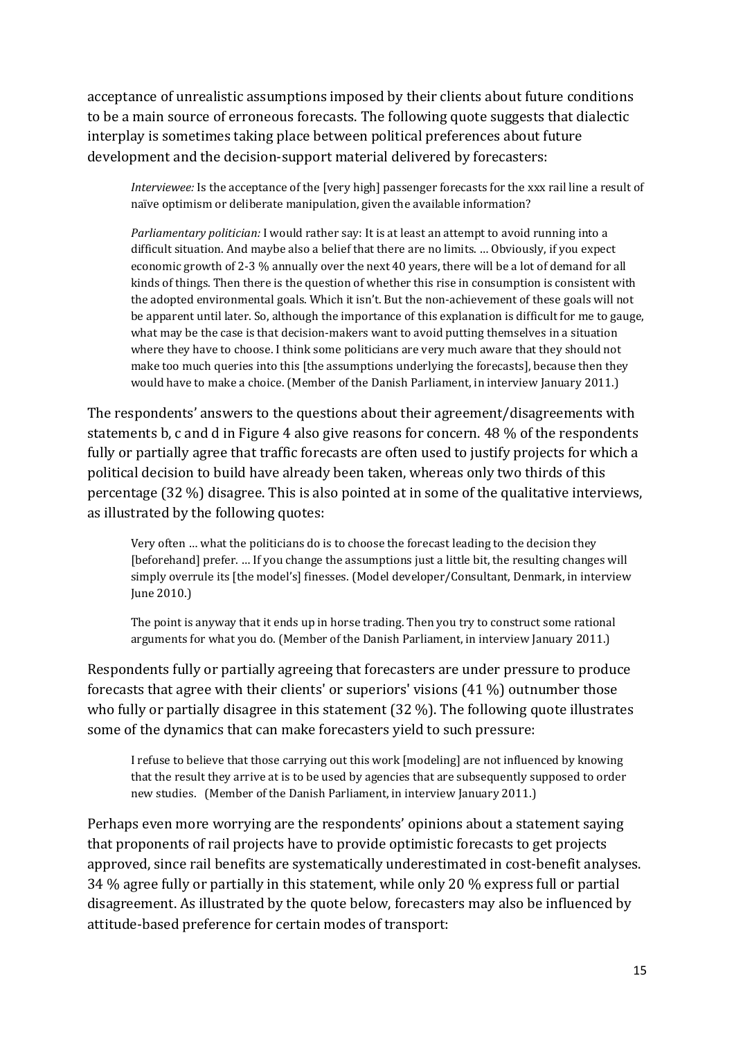acceptance of unrealistic assumptions imposed by their clients about future conditions to be a main source of erroneous forecasts. The following quote suggests that dialectic interplay is sometimes taking place between political preferences about future development and the decision-support material delivered by forecasters:

> *Interviewee:* Is the acceptance of the [very high] passenger forecasts for the xxx rail line a result of naïve optimism or deliberate manipulation, given the available information?
>
> *Parliamentary politician:* I would rather say: It is at least an attempt to avoid running into a difficult situation. And maybe also a belief that there are no limits. … Obviously, if you expect economic growth of 2-3 % annually over the next 40 years, there will be a lot of demand for all kinds of things. Then there is the question of whether this rise in consumption is consistent with the adopted environmental goals. Which it isn't. But the non-achievement of these goals will not be apparent until later. So, although the importance of this explanation is difficult for me to gauge, what may be the case is that decision-makers want to avoid putting themselves in a situation where they have to choose. I think some politicians are very much aware that they should not make too much queries into this [the assumptions underlying the forecasts], because then they would have to make a choice. (Member of the Danish Parliament, in interview January 2011.)

The respondents' answers to the questions about their agreement/disagreements with statements b, c and d in Figure 4 also give reasons for concern. 48 % of the respondents fully or partially agree that traffic forecasts are often used to justify projects for which a political decision to build have already been taken, whereas only two thirds of this percentage (32 %) disagree. This is also pointed at in some of the qualitative interviews, as illustrated by the following quotes:

> Very often … what the politicians do is to choose the forecast leading to the decision they [beforehand] prefer. … If you change the assumptions just a little bit, the resulting changes will simply overrule its [the model's] finesses. (Model developer/Consultant, Denmark, in interview June 2010.)

> The point is anyway that it ends up in horse trading. Then you try to construct some rational arguments for what you do. (Member of the Danish Parliament, in interview January 2011.)

Respondents fully or partially agreeing that forecasters are under pressure to produce forecasts that agree with their clients' or superiors' visions (41 %) outnumber those who fully or partially disagree in this statement (32 %). The following quote illustrates some of the dynamics that can make forecasters yield to such pressure:

> I refuse to believe that those carrying out this work [modeling] are not influenced by knowing that the result they arrive at is to be used by agencies that are subsequently supposed to order new studies. (Member of the Danish Parliament, in interview January 2011.)

Perhaps even more worrying are the respondents' opinions about a statement saying that proponents of rail projects have to provide optimistic forecasts to get projects approved, since rail benefits are systematically underestimated in cost-benefit analyses. 34 % agree fully or partially in this statement, while only 20 % express full or partial disagreement. As illustrated by the quote below, forecasters may also be influenced by attitude-based preference for certain modes of transport: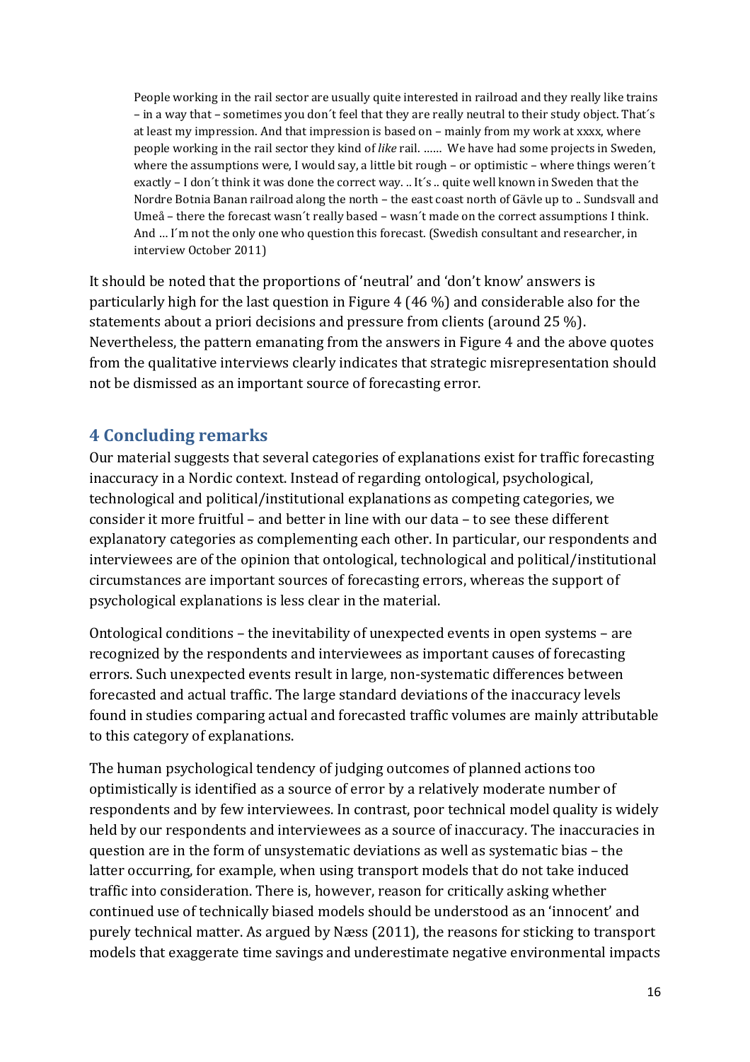> People working in the rail sector are usually quite interested in railroad and they really like trains – in a way that – sometimes you don´t feel that they are really neutral to their study object. That´s at least my impression. And that impression is based on – mainly from my work at xxxx, where people working in the rail sector they kind of *like* rail. …… We have had some projects in Sweden, where the assumptions were, I would say, a little bit rough – or optimistic – where things weren´t exactly – I don´t think it was done the correct way. .. It´s .. quite well known in Sweden that the Nordre Botnia Banan railroad along the north – the east coast north of Gävle up to .. Sundsvall and Umeå – there the forecast wasn´t really based – wasn´t made on the correct assumptions I think. And … I´m not the only one who question this forecast. (Swedish consultant and researcher, in interview October 2011)

It should be noted that the proportions of 'neutral' and 'don't know' answers is particularly high for the last question in Figure 4 (46 %) and considerable also for the statements about a priori decisions and pressure from clients (around 25 %). Nevertheless, the pattern emanating from the answers in Figure 4 and the above quotes from the qualitative interviews clearly indicates that strategic misrepresentation should not be dismissed as an important source of forecasting error.

## 4 Concluding remarks

Our material suggests that several categories of explanations exist for traffic forecasting inaccuracy in a Nordic context. Instead of regarding ontological, psychological, technological and political/institutional explanations as competing categories, we consider it more fruitful – and better in line with our data – to see these different explanatory categories as complementing each other. In particular, our respondents and interviewees are of the opinion that ontological, technological and political/institutional circumstances are important sources of forecasting errors, whereas the support of psychological explanations is less clear in the material.

Ontological conditions – the inevitability of unexpected events in open systems – are recognized by the respondents and interviewees as important causes of forecasting errors. Such unexpected events result in large, non-systematic differences between forecasted and actual traffic. The large standard deviations of the inaccuracy levels found in studies comparing actual and forecasted traffic volumes are mainly attributable to this category of explanations.

The human psychological tendency of judging outcomes of planned actions too optimistically is identified as a source of error by a relatively moderate number of respondents and by few interviewees. In contrast, poor technical model quality is widely held by our respondents and interviewees as a source of inaccuracy. The inaccuracies in question are in the form of unsystematic deviations as well as systematic bias – the latter occurring, for example, when using transport models that do not take induced traffic into consideration. There is, however, reason for critically asking whether continued use of technically biased models should be understood as an 'innocent' and purely technical matter. As argued by Næss (2011), the reasons for sticking to transport models that exaggerate time savings and underestimate negative environmental impacts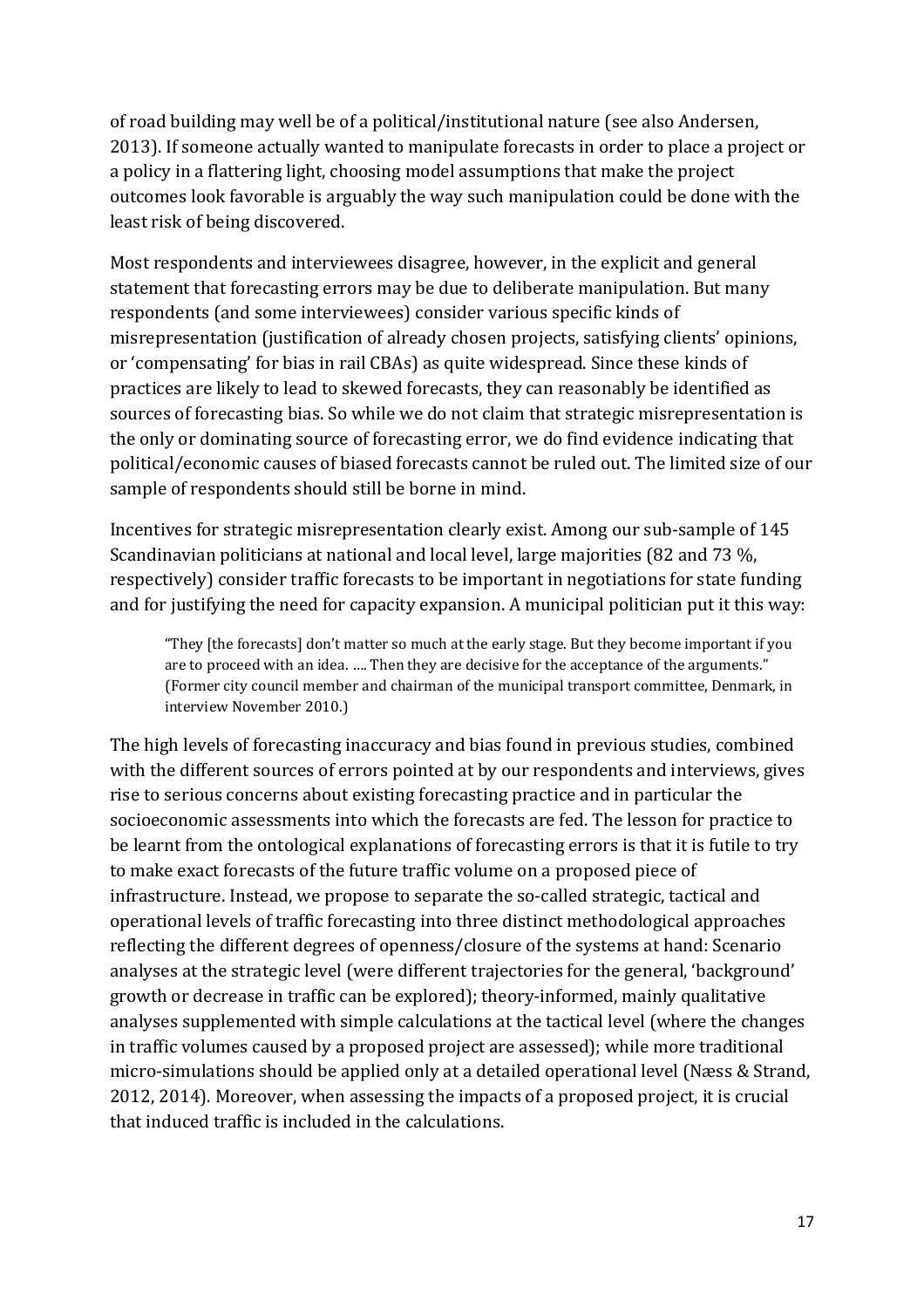of road building may well be of a political/institutional nature (see also Andersen, 2013). If someone actually wanted to manipulate forecasts in order to place a project or a policy in a flattering light, choosing model assumptions that make the project outcomes look favorable is arguably the way such manipulation could be done with the least risk of being discovered.

Most respondents and interviewees disagree, however, in the explicit and general statement that forecasting errors may be due to deliberate manipulation. But many respondents (and some interviewees) consider various specific kinds of misrepresentation (justification of already chosen projects, satisfying clients' opinions, or 'compensating' for bias in rail CBAs) as quite widespread. Since these kinds of practices are likely to lead to skewed forecasts, they can reasonably be identified as sources of forecasting bias. So while we do not claim that strategic misrepresentation is the only or dominating source of forecasting error, we do find evidence indicating that political/economic causes of biased forecasts cannot be ruled out. The limited size of our sample of respondents should still be borne in mind.

Incentives for strategic misrepresentation clearly exist. Among our sub-sample of 145 Scandinavian politicians at national and local level, large majorities (82 and 73 %, respectively) consider traffic forecasts to be important in negotiations for state funding and for justifying the need for capacity expansion. A municipal politician put it this way:

> "They [the forecasts] don't matter so much at the early stage. But they become important if you are to proceed with an idea. …. Then they are decisive for the acceptance of the arguments." (Former city council member and chairman of the municipal transport committee, Denmark, in interview November 2010.)

The high levels of forecasting inaccuracy and bias found in previous studies, combined with the different sources of errors pointed at by our respondents and interviews, gives rise to serious concerns about existing forecasting practice and in particular the socioeconomic assessments into which the forecasts are fed. The lesson for practice to be learnt from the ontological explanations of forecasting errors is that it is futile to try to make exact forecasts of the future traffic volume on a proposed piece of infrastructure. Instead, we propose to separate the so-called strategic, tactical and operational levels of traffic forecasting into three distinct methodological approaches reflecting the different degrees of openness/closure of the systems at hand: Scenario analyses at the strategic level (were different trajectories for the general, 'background' growth or decrease in traffic can be explored); theory-informed, mainly qualitative analyses supplemented with simple calculations at the tactical level (where the changes in traffic volumes caused by a proposed project are assessed); while more traditional micro-simulations should be applied only at a detailed operational level (Næss & Strand, 2012, 2014). Moreover, when assessing the impacts of a proposed project, it is crucial that induced traffic is included in the calculations.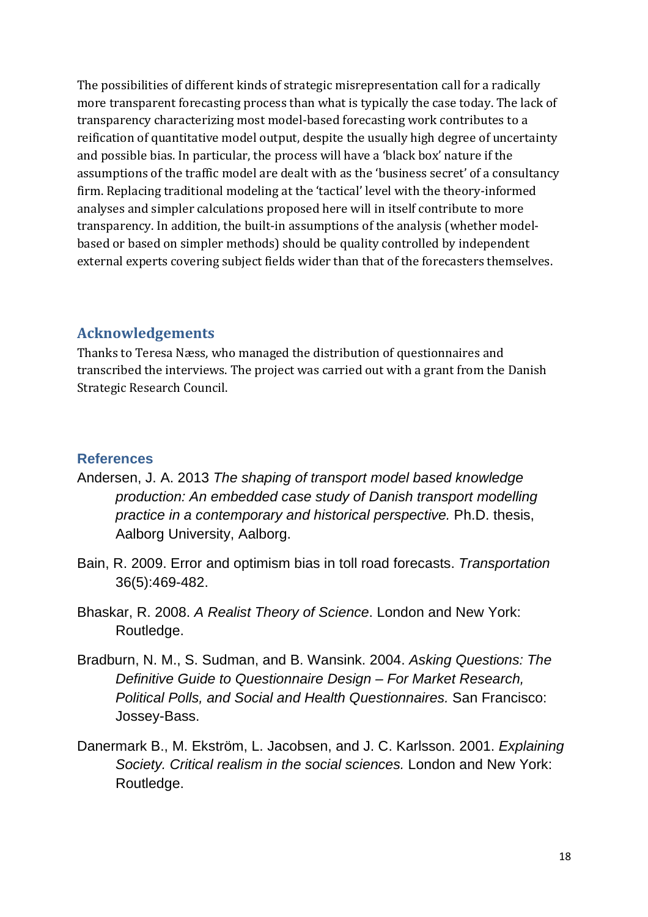The possibilities of different kinds of strategic misrepresentation call for a radically more transparent forecasting process than what is typically the case today. The lack of transparency characterizing most model-based forecasting work contributes to a reification of quantitative model output, despite the usually high degree of uncertainty and possible bias. In particular, the process will have a 'black box' nature if the assumptions of the traffic model are dealt with as the 'business secret' of a consultancy firm. Replacing traditional modeling at the 'tactical' level with the theory-informed analyses and simpler calculations proposed here will in itself contribute to more transparency. In addition, the built-in assumptions of the analysis (whether model-based or based on simpler methods) should be quality controlled by independent external experts covering subject fields wider than that of the forecasters themselves.

## Acknowledgements

Thanks to Teresa Næss, who managed the distribution of questionnaires and transcribed the interviews. The project was carried out with a grant from the Danish Strategic Research Council.

## References

Andersen, J. A. 2013 *The shaping of transport model based knowledge production: An embedded case study of Danish transport modelling practice in a contemporary and historical perspective.* Ph.D. thesis, Aalborg University, Aalborg.

Bain, R. 2009. Error and optimism bias in toll road forecasts. *Transportation* 36(5):469-482.

Bhaskar, R. 2008. *A Realist Theory of Science*. London and New York: Routledge.

Bradburn, N. M., S. Sudman, and B. Wansink. 2004. *Asking Questions: The Definitive Guide to Questionnaire Design – For Market Research, Political Polls, and Social and Health Questionnaires.* San Francisco: Jossey-Bass.

Danermark B., M. Ekström, L. Jacobsen, and J. C. Karlsson. 2001. *Explaining Society. Critical realism in the social sciences.* London and New York: Routledge.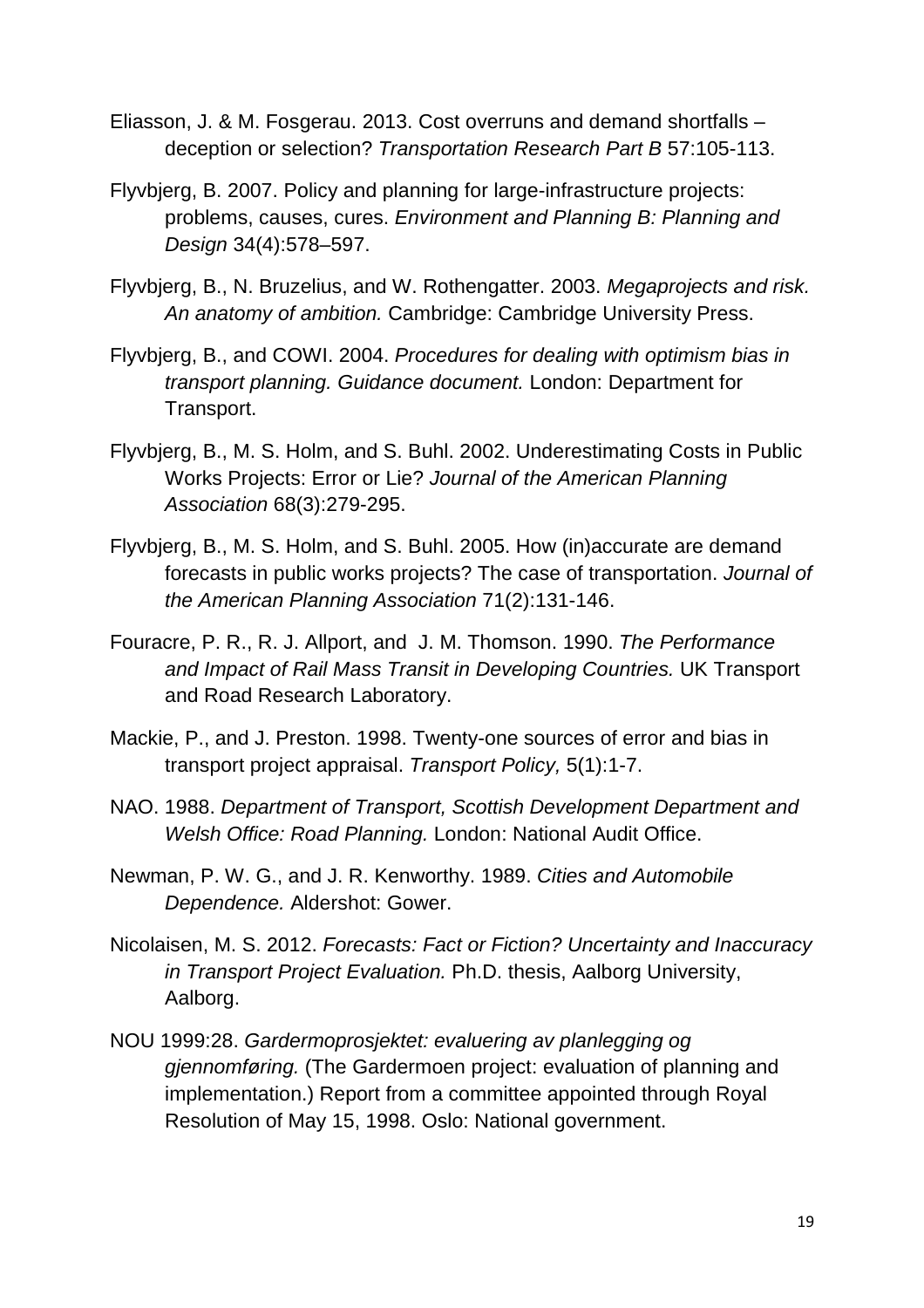Eliasson, J. & M. Fosgerau. 2013. Cost overruns and demand shortfalls – deception or selection? *Transportation Research Part B* 57:105-113.

Flyvbjerg, B. 2007. Policy and planning for large-infrastructure projects: problems, causes, cures. *Environment and Planning B: Planning and Design* 34(4):578–597.

Flyvbjerg, B., N. Bruzelius, and W. Rothengatter. 2003. *Megaprojects and risk. An anatomy of ambition.* Cambridge: Cambridge University Press.

Flyvbjerg, B., and COWI. 2004. *Procedures for dealing with optimism bias in transport planning. Guidance document.* London: Department for Transport.

Flyvbjerg, B., M. S. Holm, and S. Buhl. 2002. Underestimating Costs in Public Works Projects: Error or Lie? *Journal of the American Planning Association* 68(3):279-295.

Flyvbjerg, B., M. S. Holm, and S. Buhl. 2005. How (in)accurate are demand forecasts in public works projects? The case of transportation. *Journal of the American Planning Association* 71(2):131-146.

Fouracre, P. R., R. J. Allport, and J. M. Thomson. 1990. *The Performance and Impact of Rail Mass Transit in Developing Countries.* UK Transport and Road Research Laboratory.

Mackie, P., and J. Preston. 1998. Twenty-one sources of error and bias in transport project appraisal. *Transport Policy,* 5(1):1-7.

NAO. 1988. *Department of Transport, Scottish Development Department and Welsh Office: Road Planning.* London: National Audit Office.

Newman, P. W. G., and J. R. Kenworthy. 1989. *Cities and Automobile Dependence.* Aldershot: Gower.

Nicolaisen, M. S. 2012. *Forecasts: Fact or Fiction? Uncertainty and Inaccuracy in Transport Project Evaluation.* Ph.D. thesis, Aalborg University, Aalborg.

NOU 1999:28. *Gardermoprosjektet: evaluering av planlegging og gjennomføring.* (The Gardermoen project: evaluation of planning and implementation.) Report from a committee appointed through Royal Resolution of May 15, 1998. Oslo: National government.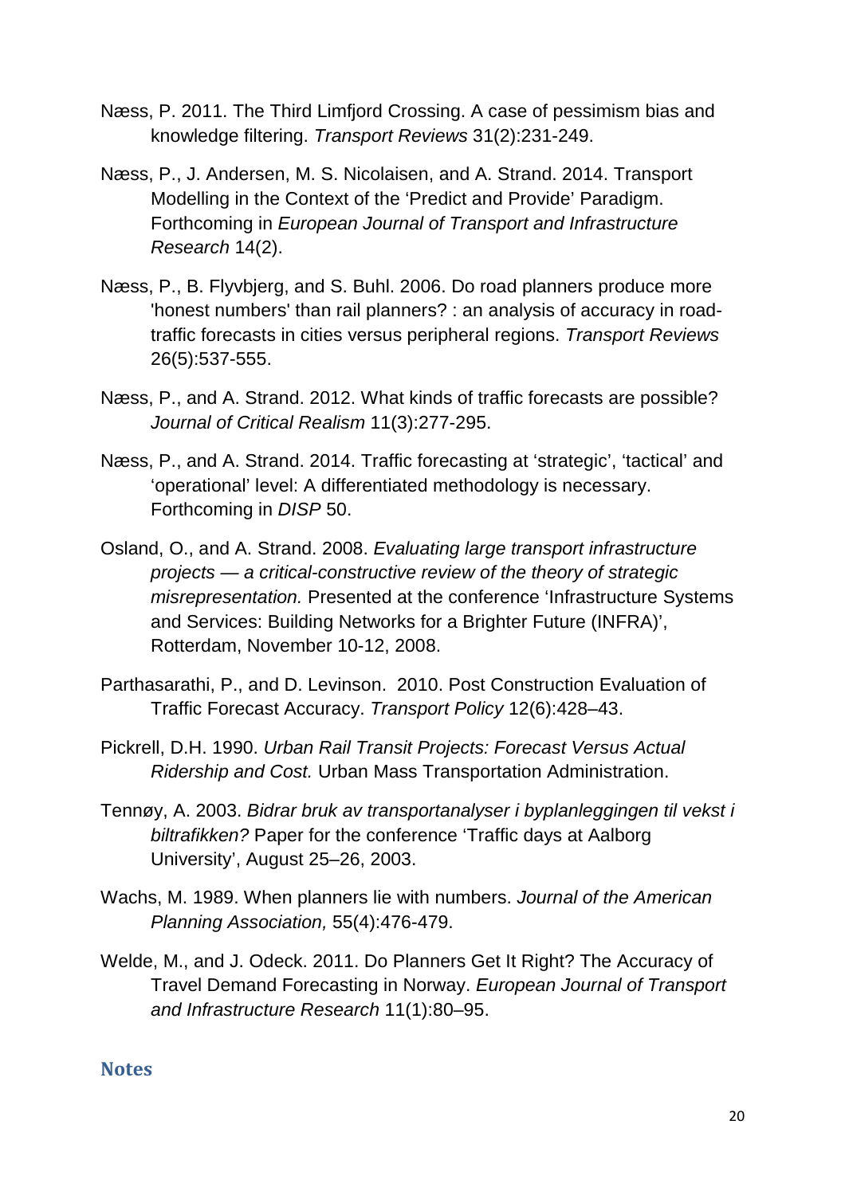Næss, P. 2011. The Third Limfjord Crossing. A case of pessimism bias and knowledge filtering. *Transport Reviews* 31(2):231-249.

Næss, P., J. Andersen, M. S. Nicolaisen, and A. Strand. 2014. Transport Modelling in the Context of the 'Predict and Provide' Paradigm. Forthcoming in *European Journal of Transport and Infrastructure Research* 14(2).

Næss, P., B. Flyvbjerg, and S. Buhl. 2006. Do road planners produce more 'honest numbers' than rail planners? : an analysis of accuracy in road-traffic forecasts in cities versus peripheral regions. *Transport Reviews* 26(5):537-555.

Næss, P., and A. Strand. 2012. What kinds of traffic forecasts are possible? *Journal of Critical Realism* 11(3):277-295.

Næss, P., and A. Strand. 2014. Traffic forecasting at 'strategic', 'tactical' and 'operational' level: A differentiated methodology is necessary. Forthcoming in *DISP* 50.

Osland, O., and A. Strand. 2008. *Evaluating large transport infrastructure projects — a critical-constructive review of the theory of strategic misrepresentation.* Presented at the conference 'Infrastructure Systems and Services: Building Networks for a Brighter Future (INFRA)', Rotterdam, November 10-12, 2008.

Parthasarathi, P., and D. Levinson. 2010. Post Construction Evaluation of Traffic Forecast Accuracy. *Transport Policy* 12(6):428–43.

Pickrell, D.H. 1990. *Urban Rail Transit Projects: Forecast Versus Actual Ridership and Cost.* Urban Mass Transportation Administration.

Tennøy, A. 2003. *Bidrar bruk av transportanalyser i byplanleggingen til vekst i biltrafikken?* Paper for the conference 'Traffic days at Aalborg University', August 25–26, 2003.

Wachs, M. 1989. When planners lie with numbers. *Journal of the American Planning Association,* 55(4):476-479.

Welde, M., and J. Odeck. 2011. Do Planners Get It Right? The Accuracy of Travel Demand Forecasting in Norway. *European Journal of Transport and Infrastructure Research* 11(1):80–95.

## Notes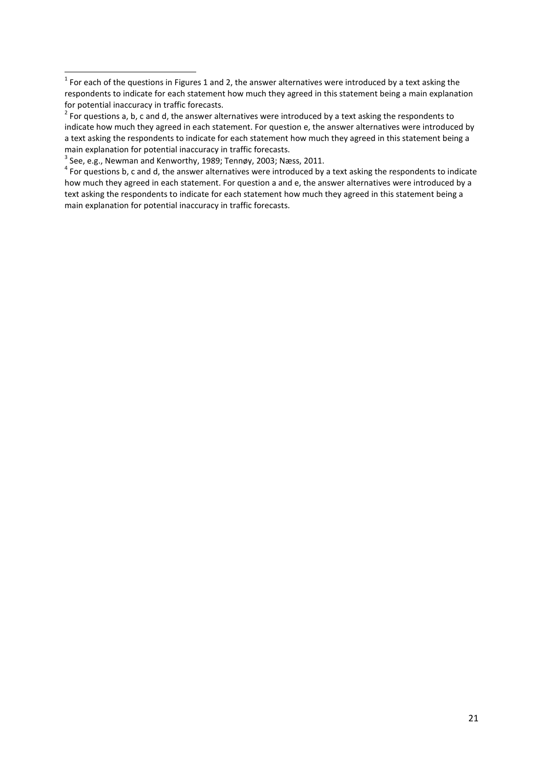[1] For each of the questions in Figures 1 and 2, the answer alternatives were introduced by a text asking the respondents to indicate for each statement how much they agreed in this statement being a main explanation for potential inaccuracy in traffic forecasts.

[2] For questions a, b, c and d, the answer alternatives were introduced by a text asking the respondents to indicate how much they agreed in each statement. For question e, the answer alternatives were introduced by a text asking the respondents to indicate for each statement how much they agreed in this statement being a main explanation for potential inaccuracy in traffic forecasts.

[3] See, e.g., Newman and Kenworthy, 1989; Tennøy, 2003; Næss, 2011.

[4] For questions b, c and d, the answer alternatives were introduced by a text asking the respondents to indicate how much they agreed in each statement. For question a and e, the answer alternatives were introduced by a text asking the respondents to indicate for each statement how much they agreed in this statement being a main explanation for potential inaccuracy in traffic forecasts.